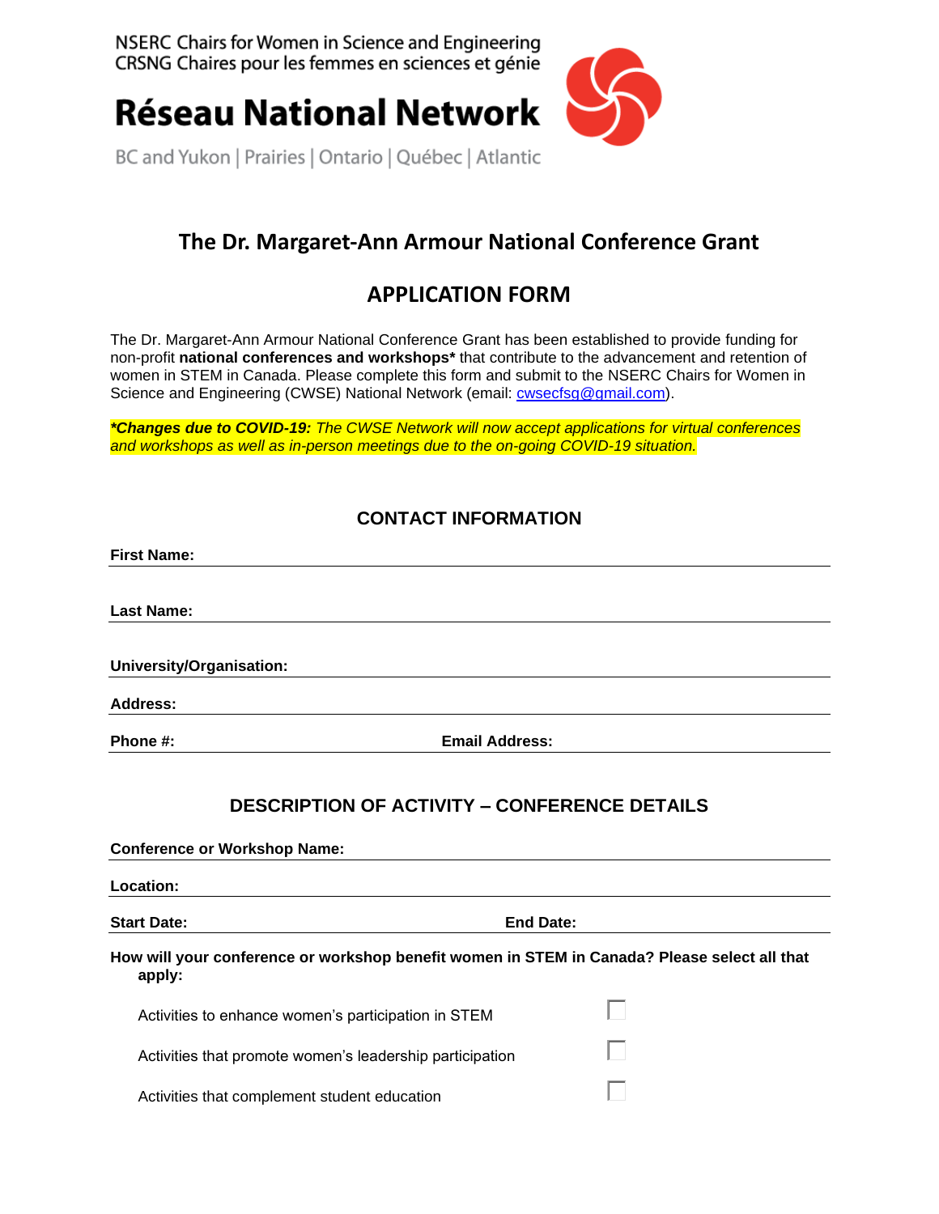NSERC Chairs for Women in Science and Engineering
CRSNG Chaires pour les femmes en sciences et génie

**Réseau National Network**

BC and Yukon | Prairies | Ontario | Québec | Atlantic

# The Dr. Margaret-Ann Armour National Conference Grant

# APPLICATION FORM

The Dr. Margaret-Ann Armour National Conference Grant has been established to provide funding for non-profit **national conferences and workshops*** that contribute to the advancement and retention of women in STEM in Canada. Please complete this form and submit to the NSERC Chairs for Women in Science and Engineering (CWSE) National Network (email: cwsecfsg@gmail.com).

***Changes due to COVID-19:** *The CWSE Network will now accept applications for virtual conferences and workshops as well as in-person meetings due to the on-going COVID-19 situation.*

## CONTACT INFORMATION

**First Name:** ______________________________

**Last Name:** ______________________________

**University/Organisation:** ______________________________

**Address:** ______________________________

**Phone #:** ______________ **Email Address:** ______________

## DESCRIPTION OF ACTIVITY – CONFERENCE DETAILS

**Conference or Workshop Name:** ______________________________

**Location:** ______________________________

**Start Date:** ______________ **End Date:** ______________

**How will your conference or workshop benefit women in STEM in Canada? Please select all that apply:**

- Activities to enhance women's participation in STEM ☐
- Activities that promote women's leadership participation ☐
- Activities that complement student education ☐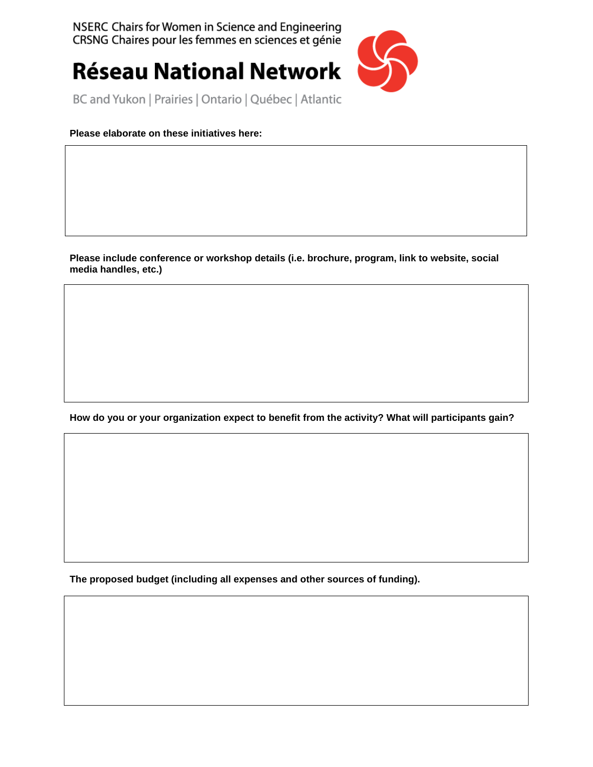NSERC Chairs for Women in Science and Engineering
CRSNG Chaires pour les femmes en sciences et génie

# Réseau National Network

BC and Yukon | Prairies | Ontario | Québec | Atlantic

**Please elaborate on these initiatives here:**

**Please include conference or workshop details (i.e. brochure, program, link to website, social media handles, etc.)**

**How do you or your organization expect to benefit from the activity? What will participants gain?**

**The proposed budget (including all expenses and other sources of funding).**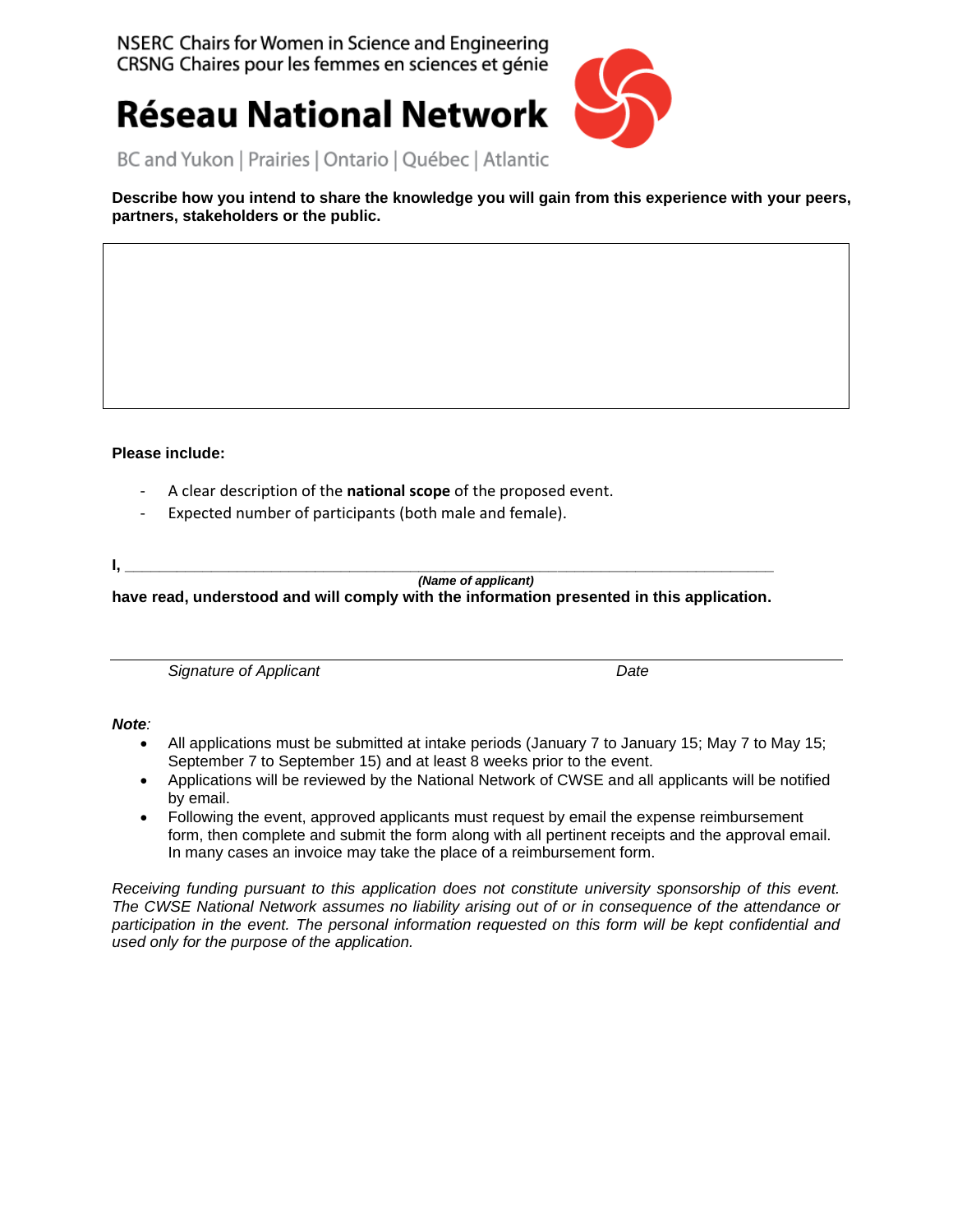NSERC Chairs for Women in Science and Engineering
CRSNG Chaires pour les femmes en sciences et génie

# Réseau National Network

BC and Yukon | Prairies | Ontario | Québec | Atlantic

**Describe how you intend to share the knowledge you will gain from this experience with your peers, partners, stakeholders or the public.**

| |
|---|
| |

**Please include:**

- A clear description of the **national scope** of the proposed event.
- Expected number of participants (both male and female).

**I, \_\_\_\_\_\_\_\_\_\_\_\_\_\_\_\_\_\_\_\_\_\_\_\_\_\_\_\_\_\_\_\_\_\_\_\_\_\_\_\_\_\_\_\_\_\_\_\_\_\_\_\_\_\_\_\_\_\_\_\_\_\_\_\_\_\_\_\_\_\_\_\_\_\_**
***(Name of applicant)***
**have read, understood and will comply with the information presented in this application.**

\_\_\_\_\_\_\_\_\_\_\_\_\_\_\_\_\_\_\_\_\_\_\_\_\_\_\_\_\_\_\_\_\_\_\_\_\_\_\_\_\_\_\_\_\_\_\_\_\_\_\_\_\_\_\_\_\_\_\_\_\_\_\_\_\_\_\_\_\_\_\_\_\_\_\_\_\_\_
*Signature of Applicant* *Date*

***Note****:*

- All applications must be submitted at intake periods (January 7 to January 15; May 7 to May 15; September 7 to September 15) and at least 8 weeks prior to the event.
- Applications will be reviewed by the National Network of CWSE and all applicants will be notified by email.
- Following the event, approved applicants must request by email the expense reimbursement form, then complete and submit the form along with all pertinent receipts and the approval email. In many cases an invoice may take the place of a reimbursement form.

*Receiving funding pursuant to this application does not constitute university sponsorship of this event. The CWSE National Network assumes no liability arising out of or in consequence of the attendance or participation in the event. The personal information requested on this form will be kept confidential and used only for the purpose of the application.*